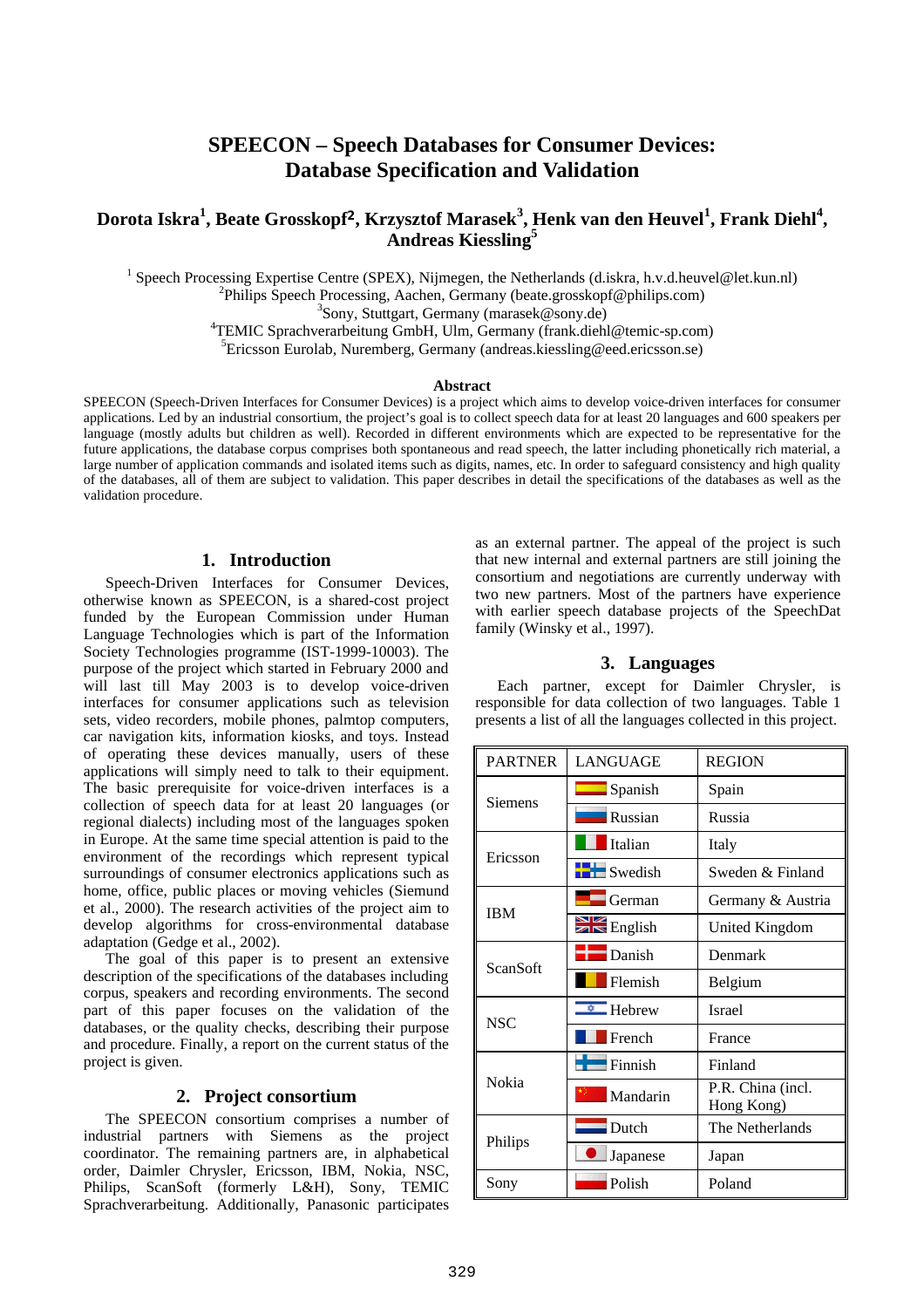# SPEECON – Speech Databases for Consumer Devices: Database Specification and Validation

**Dorota Iskra[1], Beate Grosskopf[2], Krzysztof Marasek[3], Henk van den Heuvel[1], Frank Diehl[4], Andreas Kiessling[5]**

[1] Speech Processing Expertise Centre (SPEX), Nijmegen, the Netherlands (d.iskra, h.v.d.heuvel@let.kun.nl)
[2]Philips Speech Processing, Aachen, Germany (beate.grosskopf@philips.com)
[3]Sony, Stuttgart, Germany (marasek@sony.de)
[4]TEMIC Sprachverarbeitung GmbH, Ulm, Germany (frank.diehl@temic-sp.com)
[5]Ericsson Eurolab, Nuremberg, Germany (andreas.kiessling@eed.ericsson.se)

### Abstract

SPEECON (Speech-Driven Interfaces for Consumer Devices) is a project which aims to develop voice-driven interfaces for consumer applications. Led by an industrial consortium, the project's goal is to collect speech data for at least 20 languages and 600 speakers per language (mostly adults but children as well). Recorded in different environments which are expected to be representative for the future applications, the database corpus comprises both spontaneous and read speech, the latter including phonetically rich material, a large number of application commands and isolated items such as digits, names, etc. In order to safeguard consistency and high quality of the databases, all of them are subject to validation. This paper describes in detail the specifications of the databases as well as the validation procedure.

## 1. Introduction

Speech-Driven Interfaces for Consumer Devices, otherwise known as SPEECON, is a shared-cost project funded by the European Commission under Human Language Technologies which is part of the Information Society Technologies programme (IST-1999-10003). The purpose of the project which started in February 2000 and will last till May 2003 is to develop voice-driven interfaces for consumer applications such as television sets, video recorders, mobile phones, palmtop computers, car navigation kits, information kiosks, and toys. Instead of operating these devices manually, users of these applications will simply need to talk to their equipment. The basic prerequisite for voice-driven interfaces is a collection of speech data for at least 20 languages (or regional dialects) including most of the languages spoken in Europe. At the same time special attention is paid to the environment of the recordings which represent typical surroundings of consumer electronics applications such as home, office, public places or moving vehicles (Siemund et al., 2000). The research activities of the project aim to develop algorithms for cross-environmental database adaptation (Gedge et al., 2002).

The goal of this paper is to present an extensive description of the specifications of the databases including corpus, speakers and recording environments. The second part of this paper focuses on the validation of the databases, or the quality checks, describing their purpose and procedure. Finally, a report on the current status of the project is given.

## 2. Project consortium

The SPEECON consortium comprises a number of industrial partners with Siemens as the project coordinator. The remaining partners are, in alphabetical order, Daimler Chrysler, Ericsson, IBM, Nokia, NSC, Philips, ScanSoft (formerly L&H), Sony, TEMIC Sprachverarbeitung. Additionally, Panasonic participates as an external partner. The appeal of the project is such that new internal and external partners are still joining the consortium and negotiations are currently underway with two new partners. Most of the partners have experience with earlier speech database projects of the SpeechDat family (Winsky et al., 1997).

## 3. Languages

Each partner, except for Daimler Chrysler, is responsible for data collection of two languages. Table 1 presents a list of all the languages collected in this project.

| PARTNER | LANGUAGE | REGION |
|---|---|---|
| Siemens | Spanish | Spain |
| | Russian | Russia |
| Ericsson | Italian | Italy |
| | Swedish | Sweden & Finland |
| IBM | German | Germany & Austria |
| | English | United Kingdom |
| ScanSoft | Danish | Denmark |
| | Flemish | Belgium |
| NSC | Hebrew | Israel |
| | French | France |
| Nokia | Finnish | Finland |
| | Mandarin | P.R. China (incl. Hong Kong) |
| Philips | Dutch | The Netherlands |
| | Japanese | Japan |
| Sony | Polish | Poland |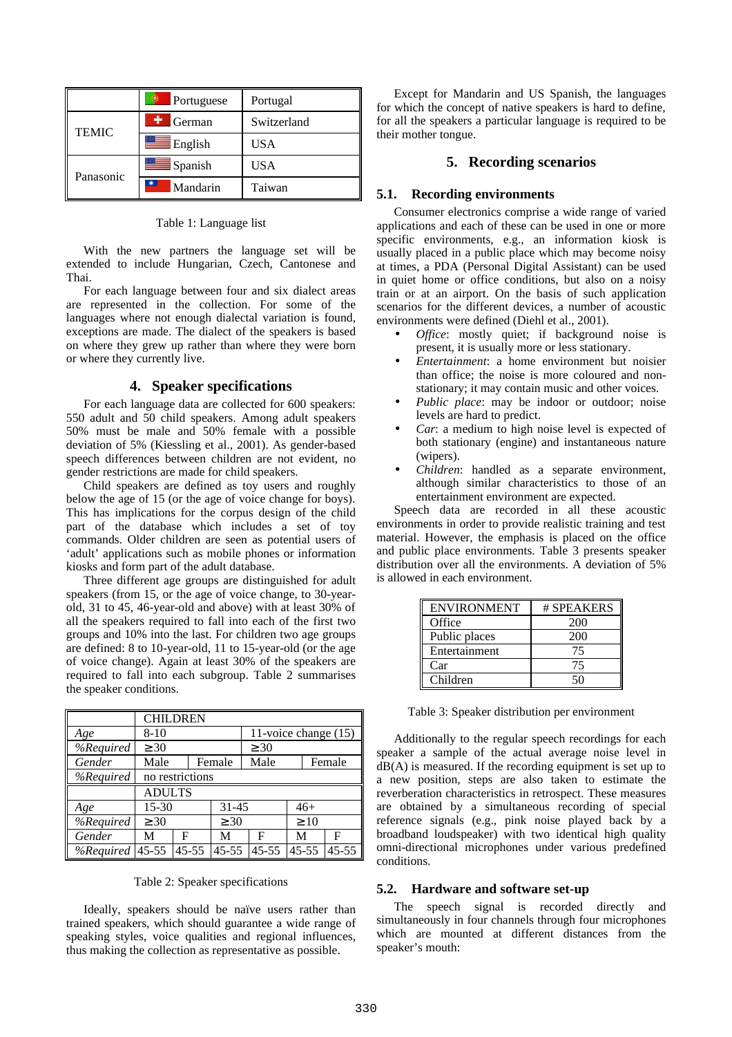| | | |
|---|---|---|
| TEMIC | Portuguese | Portugal |
| | German | Switzerland |
| | English | USA |
| Panasonic | Spanish | USA |
| | Mandarin | Taiwan |

Table 1: Language list

With the new partners the language set will be extended to include Hungarian, Czech, Cantonese and Thai.

For each language between four and six dialect areas are represented in the collection. For some of the languages where not enough dialectal variation is found, exceptions are made. The dialect of the speakers is based on where they grew up rather than where they were born or where they currently live.

## 4. Speaker specifications

For each language data are collected for 600 speakers: 550 adult and 50 child speakers. Among adult speakers 50% must be male and 50% female with a possible deviation of 5% (Kiessling et al., 2001). As gender-based speech differences between children are not evident, no gender restrictions are made for child speakers.

Child speakers are defined as toy users and roughly below the age of 15 (or the age of voice change for boys). This has implications for the corpus design of the child part of the database which includes a set of toy commands. Older children are seen as potential users of 'adult' applications such as mobile phones or information kiosks and form part of the adult database.

Three different age groups are distinguished for adult speakers (from 15, or the age of voice change, to 30-year-old, 31 to 45, 46-year-old and above) with at least 30% of all the speakers required to fall into each of the first two groups and 10% into the last. For children two age groups are defined: 8 to 10-year-old, 11 to 15-year-old (or the age of voice change). Again at least 30% of the speakers are required to fall into each subgroup. Table 2 summarises the speaker conditions.

| | CHILDREN | | | | | |
|---|---|---|---|---|---|---|
| *Age* | 8-10 | | | 11-voice change (15) | | |
| *%Required* | ≥30 | | | ≥30 | | |
| *Gender* | Male | | Female | Male | | Female |
| *%Required* | no restrictions | | | | | |
| | ADULTS | | | | | |
| *Age* | 15-30 | | 31-45 | | 46+ | |
| *%Required* | ≥30 | | ≥30 | | ≥10 | |
| *Gender* | M | F | M | F | M | F |
| *%Required* | 45-55 | 45-55 | 45-55 | 45-55 | 45-55 | 45-55 |

Table 2: Speaker specifications

Ideally, speakers should be naïve users rather than trained speakers, which should guarantee a wide range of speaking styles, voice qualities and regional influences, thus making the collection as representative as possible.

Except for Mandarin and US Spanish, the languages for which the concept of native speakers is hard to define, for all the speakers a particular language is required to be their mother tongue.

## 5. Recording scenarios

### 5.1. Recording environments

Consumer electronics comprise a wide range of varied applications and each of these can be used in one or more specific environments, e.g., an information kiosk is usually placed in a public place which may become noisy at times, a PDA (Personal Digital Assistant) can be used in quiet home or office conditions, but also on a noisy train or at an airport. On the basis of such application scenarios for the different devices, a number of acoustic environments were defined (Diehl et al., 2001).

- *Office*: mostly quiet; if background noise is present, it is usually more or less stationary.
- *Entertainment*: a home environment but noisier than office; the noise is more coloured and non-stationary; it may contain music and other voices.
- *Public place*: may be indoor or outdoor; noise levels are hard to predict.
- *Car*: a medium to high noise level is expected of both stationary (engine) and instantaneous nature (wipers).
- *Children*: handled as a separate environment, although similar characteristics to those of an entertainment environment are expected.

Speech data are recorded in all these acoustic environments in order to provide realistic training and test material. However, the emphasis is placed on the office and public place environments. Table 3 presents speaker distribution over all the environments. A deviation of 5% is allowed in each environment.

| ENVIRONMENT | # SPEAKERS |
|---|---|
| Office | 200 |
| Public places | 200 |
| Entertainment | 75 |
| Car | 75 |
| Children | 50 |

Table 3: Speaker distribution per environment

Additionally to the regular speech recordings for each speaker a sample of the actual average noise level in dB(A) is measured. If the recording equipment is set up to a new position, steps are also taken to estimate the reverberation characteristics in retrospect. These measures are obtained by a simultaneous recording of special reference signals (e.g., pink noise played back by a broadband loudspeaker) with two identical high quality omni-directional microphones under various predefined conditions.

### 5.2. Hardware and software set-up

The speech signal is recorded directly and simultaneously in four channels through four microphones which are mounted at different distances from the speaker's mouth: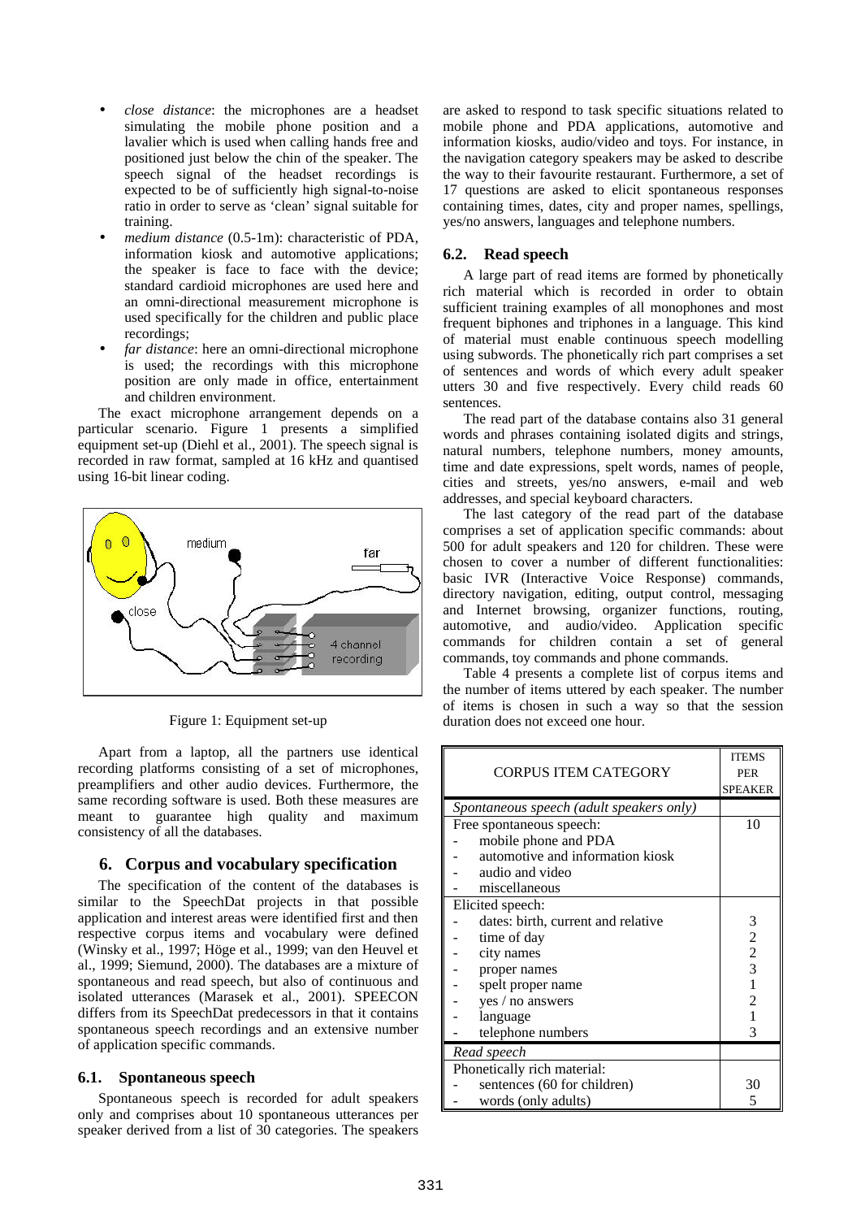- *close distance*: the microphones are a headset simulating the mobile phone position and a lavalier which is used when calling hands free and positioned just below the chin of the speaker. The speech signal of the headset recordings is expected to be of sufficiently high signal-to-noise ratio in order to serve as 'clean' signal suitable for training.
- *medium distance* (0.5-1m): characteristic of PDA, information kiosk and automotive applications; the speaker is face to face with the device; standard cardioid microphones are used here and an omni-directional measurement microphone is used specifically for the children and public place recordings;
- *far distance*: here an omni-directional microphone is used; the recordings with this microphone position are only made in office, entertainment and children environment.

The exact microphone arrangement depends on a particular scenario. Figure 1 presents a simplified equipment set-up (Diehl et al., 2001). The speech signal is recorded in raw format, sampled at 16 kHz and quantised using 16-bit linear coding.

Figure 1: Equipment set-up

Apart from a laptop, all the partners use identical recording platforms consisting of a set of microphones, preamplifiers and other audio devices. Furthermore, the same recording software is used. Both these measures are meant to guarantee high quality and maximum consistency of all the databases.

## 6. Corpus and vocabulary specification

The specification of the content of the databases is similar to the SpeechDat projects in that possible application and interest areas were identified first and then respective corpus items and vocabulary were defined (Winsky et al., 1997; Höge et al., 1999; van den Heuvel et al., 1999; Siemund, 2000). The databases are a mixture of spontaneous and read speech, but also of continuous and isolated utterances (Marasek et al., 2001). SPEECON differs from its SpeechDat predecessors in that it contains spontaneous speech recordings and an extensive number of application specific commands.

### 6.1. Spontaneous speech

Spontaneous speech is recorded for adult speakers only and comprises about 10 spontaneous utterances per speaker derived from a list of 30 categories. The speakers are asked to respond to task specific situations related to mobile phone and PDA applications, automotive and information kiosks, audio/video and toys. For instance, in the navigation category speakers may be asked to describe the way to their favourite restaurant. Furthermore, a set of 17 questions are asked to elicit spontaneous responses containing times, dates, city and proper names, spellings, yes/no answers, languages and telephone numbers.

### 6.2. Read speech

A large part of read items are formed by phonetically rich material which is recorded in order to obtain sufficient training examples of all monophones and most frequent biphones and triphones in a language. This kind of material must enable continuous speech modelling using subwords. The phonetically rich part comprises a set of sentences and words of which every adult speaker utters 30 and five respectively. Every child reads 60 sentences.

The read part of the database contains also 31 general words and phrases containing isolated digits and strings, natural numbers, telephone numbers, money amounts, time and date expressions, spelt words, names of people, cities and streets, yes/no answers, e-mail and web addresses, and special keyboard characters.

The last category of the read part of the database comprises a set of application specific commands: about 500 for adult speakers and 120 for children. These were chosen to cover a number of different functionalities: basic IVR (Interactive Voice Response) commands, directory navigation, editing, output control, messaging and Internet browsing, organizer functions, routing, automotive, and audio/video. Application specific commands for children contain a set of general commands, toy commands and phone commands.

Table 4 presents a complete list of corpus items and the number of items uttered by each speaker. The number of items is chosen in such a way that the session duration does not exceed one hour.

| CORPUS ITEM CATEGORY | ITEMS PER SPEAKER |
|---|---|
| *Spontaneous speech (adult speakers only)* | |
| Free spontaneous speech: | 10 |
| - mobile phone and PDA | |
| - automotive and information kiosk | |
| - audio and video | |
| - miscellaneous | |
| Elicited speech: | |
| - dates: birth, current and relative | 3 |
| - time of day | 2 |
| - city names | 2 |
| - proper names | 3 |
| - spelt proper name | 1 |
| - yes / no answers | 2 |
| - language | 1 |
| - telephone numbers | 3 |
| *Read speech* | |
| Phonetically rich material: | |
| - sentences (60 for children) | 30 |
| - words (only adults) | 5 |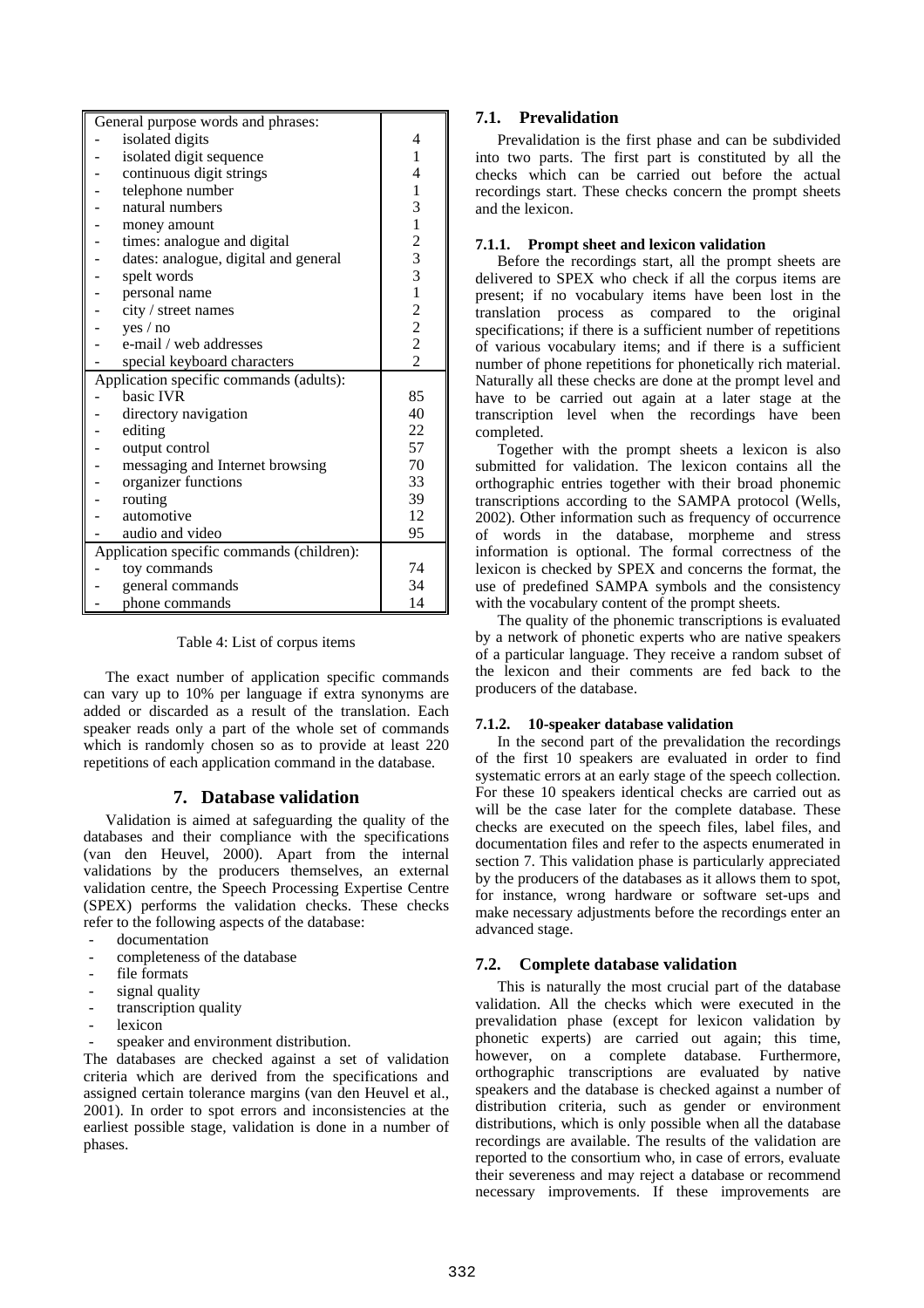| General purpose words and phrases: | |
|---|---|
| - isolated digits | 4 |
| - isolated digit sequence | 1 |
| - continuous digit strings | 4 |
| - telephone number | 1 |
| - natural numbers | 3 |
| - money amount | 1 |
| - times: analogue and digital | 2 |
| - dates: analogue, digital and general | 3 |
| - spelt words | 3 |
| - personal name | 1 |
| - city / street names | 2 |
| - yes / no | 2 |
| - e-mail / web addresses | 2 |
| - special keyboard characters | 2 |
| **Application specific commands (adults):** | |
| - basic IVR | 85 |
| - directory navigation | 40 |
| - editing | 22 |
| - output control | 57 |
| - messaging and Internet browsing | 70 |
| - organizer functions | 33 |
| - routing | 39 |
| - automotive | 12 |
| - audio and video | 95 |
| **Application specific commands (children):** | |
| - toy commands | 74 |
| - general commands | 34 |
| - phone commands | 14 |

Table 4: List of corpus items

The exact number of application specific commands can vary up to 10% per language if extra synonyms are added or discarded as a result of the translation. Each speaker reads only a part of the whole set of commands which is randomly chosen so as to provide at least 220 repetitions of each application command in the database.

## 7. Database validation

Validation is aimed at safeguarding the quality of the databases and their compliance with the specifications (van den Heuvel, 2000). Apart from the internal validations by the producers themselves, an external validation centre, the Speech Processing Expertise Centre (SPEX) performs the validation checks. These checks refer to the following aspects of the database:

- documentation
- completeness of the database
- file formats
- signal quality
- transcription quality
- lexicon
- speaker and environment distribution.

The databases are checked against a set of validation criteria which are derived from the specifications and assigned certain tolerance margins (van den Heuvel et al., 2001). In order to spot errors and inconsistencies at the earliest possible stage, validation is done in a number of phases.

### 7.1. Prevalidation

Prevalidation is the first phase and can be subdivided into two parts. The first part is constituted by all the checks which can be carried out before the actual recordings start. These checks concern the prompt sheets and the lexicon.

#### 7.1.1. Prompt sheet and lexicon validation

Before the recordings start, all the prompt sheets are delivered to SPEX who check if all the corpus items are present; if no vocabulary items have been lost in the translation process as compared to the original specifications; if there is a sufficient number of repetitions of various vocabulary items; and if there is a sufficient number of phone repetitions for phonetically rich material. Naturally all these checks are done at the prompt level and have to be carried out again at a later stage at the transcription level when the recordings have been completed.

Together with the prompt sheets a lexicon is also submitted for validation. The lexicon contains all the orthographic entries together with their broad phonemic transcriptions according to the SAMPA protocol (Wells, 2002). Other information such as frequency of occurrence of words in the database, morpheme and stress information is optional. The formal correctness of the lexicon is checked by SPEX and concerns the format, the use of predefined SAMPA symbols and the consistency with the vocabulary content of the prompt sheets.

The quality of the phonemic transcriptions is evaluated by a network of phonetic experts who are native speakers of a particular language. They receive a random subset of the lexicon and their comments are fed back to the producers of the database.

#### 7.1.2. 10-speaker database validation

In the second part of the prevalidation the recordings of the first 10 speakers are evaluated in order to find systematic errors at an early stage of the speech collection. For these 10 speakers identical checks are carried out as will be the case later for the complete database. These checks are executed on the speech files, label files, and documentation files and refer to the aspects enumerated in section 7. This validation phase is particularly appreciated by the producers of the databases as it allows them to spot, for instance, wrong hardware or software set-ups and make necessary adjustments before the recordings enter an advanced stage.

### 7.2. Complete database validation

This is naturally the most crucial part of the database validation. All the checks which were executed in the prevalidation phase (except for lexicon validation by phonetic experts) are carried out again; this time, however, on a complete database. Furthermore, orthographic transcriptions are evaluated by native speakers and the database is checked against a number of distribution criteria, such as gender or environment distributions, which is only possible when all the database recordings are available. The results of the validation are reported to the consortium who, in case of errors, evaluate their severeness and may reject a database or recommend necessary improvements. If these improvements are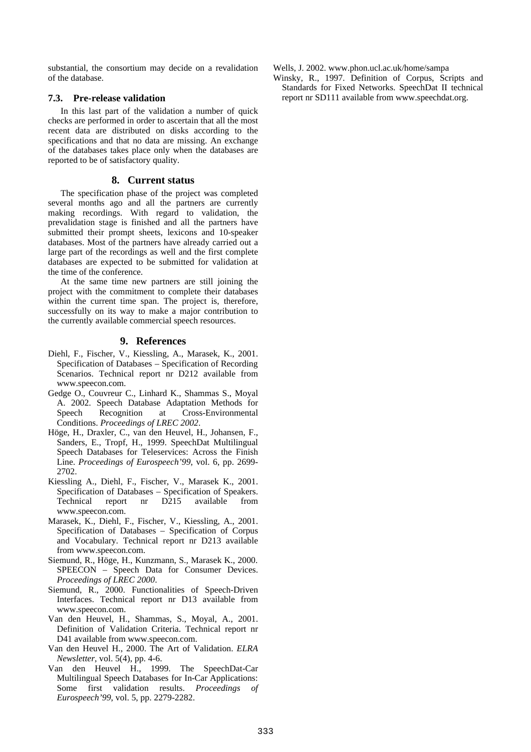substantial, the consortium may decide on a revalidation of the database.

### 7.3. Pre-release validation

In this last part of the validation a number of quick checks are performed in order to ascertain that all the most recent data are distributed on disks according to the specifications and that no data are missing. An exchange of the databases takes place only when the databases are reported to be of satisfactory quality.

## 8. Current status

The specification phase of the project was completed several months ago and all the partners are currently making recordings. With regard to validation, the prevalidation stage is finished and all the partners have submitted their prompt sheets, lexicons and 10-speaker databases. Most of the partners have already carried out a large part of the recordings as well and the first complete databases are expected to be submitted for validation at the time of the conference.

At the same time new partners are still joining the project with the commitment to complete their databases within the current time span. The project is, therefore, successfully on its way to make a major contribution to the currently available commercial speech resources.

## 9. References

Diehl, F., Fischer, V., Kiessling, A., Marasek, K., 2001. Specification of Databases – Specification of Recording Scenarios. Technical report nr D212 available from www.speecon.com.

Gedge O., Couvreur C., Linhard K., Shammas S., Moyal A. 2002. Speech Database Adaptation Methods for Speech Recognition at Cross-Environmental Conditions. *Proceedings of LREC 2002*.

Höge, H., Draxler, C., van den Heuvel, H., Johansen, F., Sanders, E., Tropf, H., 1999. SpeechDat Multilingual Speech Databases for Teleservices: Across the Finish Line. *Proceedings of Eurospeech'99*, vol. 6, pp. 2699-2702.

Kiessling A., Diehl, F., Fischer, V., Marasek K., 2001. Specification of Databases – Specification of Speakers. Technical report nr D215 available from www.speecon.com.

Marasek, K., Diehl, F., Fischer, V., Kiessling, A., 2001. Specification of Databases – Specification of Corpus and Vocabulary. Technical report nr D213 available from www.speecon.com.

Siemund, R., Höge, H., Kunzmann, S., Marasek K., 2000. SPEECON – Speech Data for Consumer Devices. *Proceedings of LREC 2000*.

Siemund, R., 2000. Functionalities of Speech-Driven Interfaces. Technical report nr D13 available from www.speecon.com.

Van den Heuvel, H., Shammas, S., Moyal, A., 2001. Definition of Validation Criteria. Technical report nr D41 available from www.speecon.com.

Van den Heuvel H., 2000. The Art of Validation. *ELRA Newsletter*, vol. 5(4), pp. 4-6.

Van den Heuvel H., 1999. The SpeechDat-Car Multilingual Speech Databases for In-Car Applications: Some first validation results. *Proceedings of Eurospeech'99*, vol. 5, pp. 2279-2282.

Wells, J. 2002. www.phon.ucl.ac.uk/home/sampa

Winsky, R., 1997. Definition of Corpus, Scripts and Standards for Fixed Networks. SpeechDat II technical report nr SD111 available from www.speechdat.org.